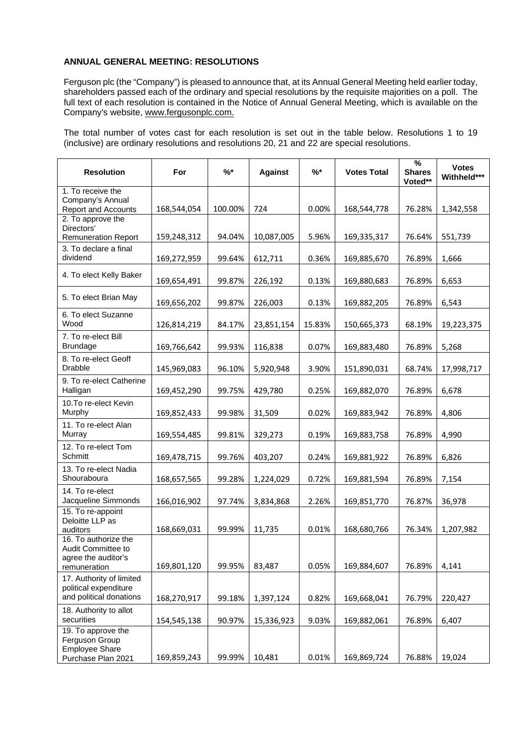**ANNUAL GENERAL MEETING: RESOLUTIONS**

Ferguson plc (the "Company") is pleased to announce that, at its Annual General Meeting held earlier today, shareholders passed each of the ordinary and special resolutions by the requisite majorities on a poll. The full text of each resolution is contained in the Notice of Annual General Meeting, which is available on the Company's website, www.fergusonplc.com.

The total number of votes cast for each resolution is set out in the table below. Resolutions 1 to 19 (inclusive) are ordinary resolutions and resolutions 20, 21 and 22 are special resolutions.

| Resolution | For | %* | Against | %* | Votes Total | % Shares Voted** | Votes Withheld*** |
|---|---|---|---|---|---|---|---|
| 1. To receive the Company's Annual Report and Accounts | 168,544,054 | 100.00% | 724 | 0.00% | 168,544,778 | 76.28% | 1,342,558 |
| 2. To approve the Directors' Remuneration Report | 159,248,312 | 94.04% | 10,087,005 | 5.96% | 169,335,317 | 76.64% | 551,739 |
| 3. To declare a final dividend | 169,272,959 | 99.64% | 612,711 | 0.36% | 169,885,670 | 76.89% | 1,666 |
| 4. To elect Kelly Baker | 169,654,491 | 99.87% | 226,192 | 0.13% | 169,880,683 | 76.89% | 6,653 |
| 5. To elect Brian May | 169,656,202 | 99.87% | 226,003 | 0.13% | 169,882,205 | 76.89% | 6,543 |
| 6. To elect Suzanne Wood | 126,814,219 | 84.17% | 23,851,154 | 15.83% | 150,665,373 | 68.19% | 19,223,375 |
| 7. To re-elect Bill Brundage | 169,766,642 | 99.93% | 116,838 | 0.07% | 169,883,480 | 76.89% | 5,268 |
| 8. To re-elect Geoff Drabble | 145,969,083 | 96.10% | 5,920,948 | 3.90% | 151,890,031 | 68.74% | 17,998,717 |
| 9. To re-elect Catherine Halligan | 169,452,290 | 99.75% | 429,780 | 0.25% | 169,882,070 | 76.89% | 6,678 |
| 10.To re-elect Kevin Murphy | 169,852,433 | 99.98% | 31,509 | 0.02% | 169,883,942 | 76.89% | 4,806 |
| 11. To re-elect Alan Murray | 169,554,485 | 99.81% | 329,273 | 0.19% | 169,883,758 | 76.89% | 4,990 |
| 12. To re-elect Tom Schmitt | 169,478,715 | 99.76% | 403,207 | 0.24% | 169,881,922 | 76.89% | 6,826 |
| 13. To re-elect Nadia Shouraboura | 168,657,565 | 99.28% | 1,224,029 | 0.72% | 169,881,594 | 76.89% | 7,154 |
| 14. To re-elect Jacqueline Simmonds | 166,016,902 | 97.74% | 3,834,868 | 2.26% | 169,851,770 | 76.87% | 36,978 |
| 15. To re-appoint Deloitte LLP as auditors | 168,669,031 | 99.99% | 11,735 | 0.01% | 168,680,766 | 76.34% | 1,207,982 |
| 16. To authorize the Audit Committee to agree the auditor's remuneration | 169,801,120 | 99.95% | 83,487 | 0.05% | 169,884,607 | 76.89% | 4,141 |
| 17. Authority of limited political expenditure and political donations | 168,270,917 | 99.18% | 1,397,124 | 0.82% | 169,668,041 | 76.79% | 220,427 |
| 18. Authority to allot securities | 154,545,138 | 90.97% | 15,336,923 | 9.03% | 169,882,061 | 76.89% | 6,407 |
| 19. To approve the Ferguson Group Employee Share Purchase Plan 2021 | 169,859,243 | 99.99% | 10,481 | 0.01% | 169,869,724 | 76.88% | 19,024 |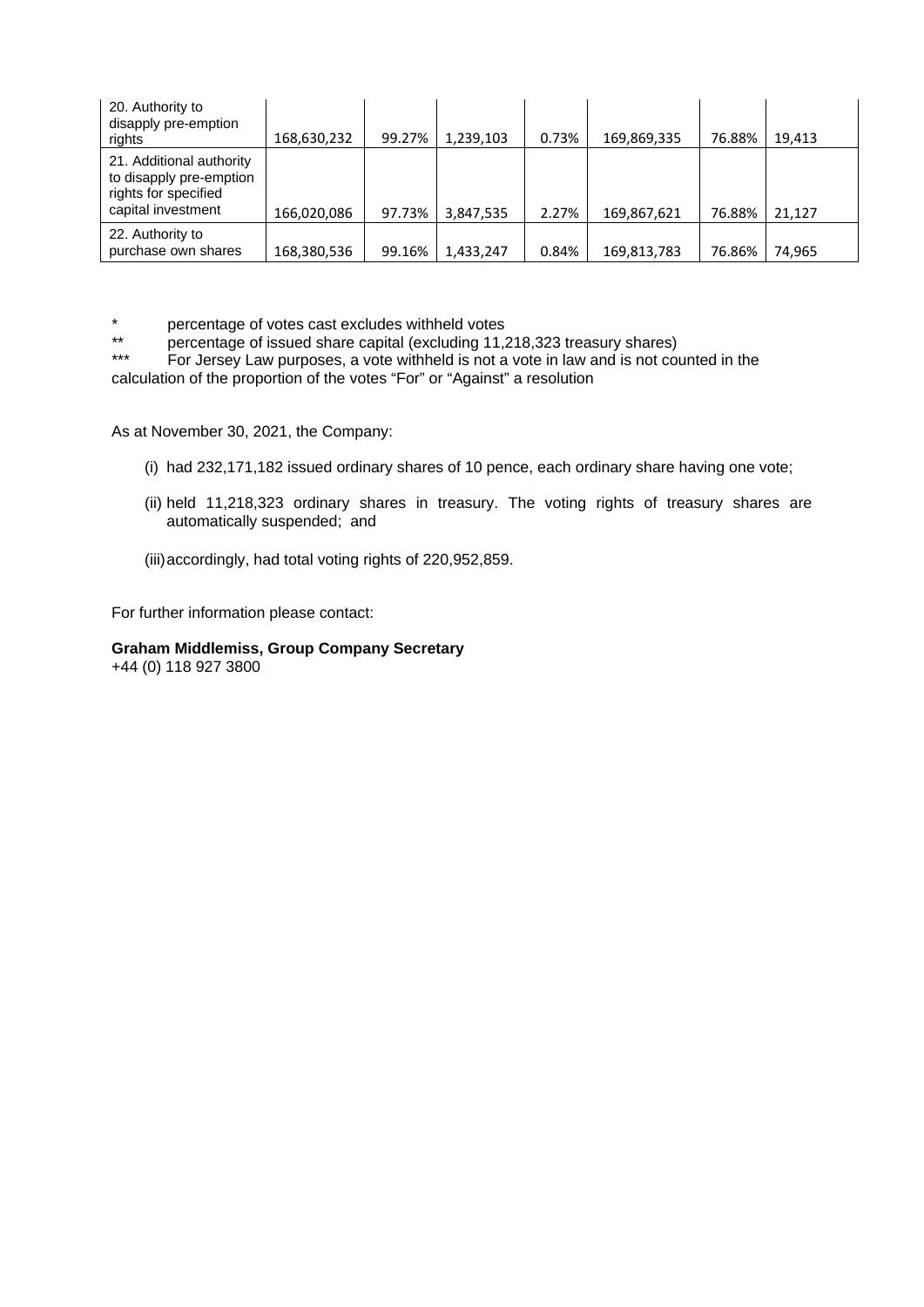| | | | | | | | |
|---|---|---|---|---|---|---|---|
| 20. Authority to disapply pre-emption rights | 168,630,232 | 99.27% | 1,239,103 | 0.73% | 169,869,335 | 76.88% | 19,413 |
| 21. Additional authority to disapply pre-emption rights for specified capital investment | 166,020,086 | 97.73% | 3,847,535 | 2.27% | 169,867,621 | 76.88% | 21,127 |
| 22. Authority to purchase own shares | 168,380,536 | 99.16% | 1,433,247 | 0.84% | 169,813,783 | 76.86% | 74,965 |

\* percentage of votes cast excludes withheld votes

\*\* percentage of issued share capital (excluding 11,218,323 treasury shares)

\*\*\* For Jersey Law purposes, a vote withheld is not a vote in law and is not counted in the calculation of the proportion of the votes "For" or "Against" a resolution

As at November 30, 2021, the Company:

(i) had 232,171,182 issued ordinary shares of 10 pence, each ordinary share having one vote;

(ii) held 11,218,323 ordinary shares in treasury. The voting rights of treasury shares are automatically suspended; and

(iii) accordingly, had total voting rights of 220,952,859.

For further information please contact:

**Graham Middlemiss, Group Company Secretary**
+44 (0) 118 927 3800